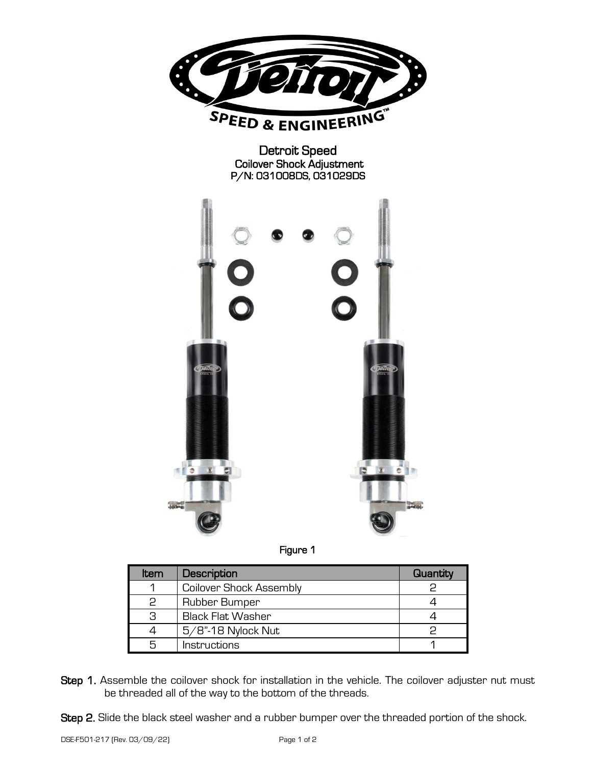# Detroit Speed

## Coilover Shock Adjustment

### P/N: 031008DS, 031029DS

Figure 1

| Item | Description | Quantity |
|---|---|---|
| 1 | Coilover Shock Assembly | 2 |
| 2 | Rubber Bumper | 4 |
| 3 | Black Flat Washer | 4 |
| 4 | 5/8"-18 Nylock Nut | 2 |
| 5 | Instructions | 1 |

**Step 1.** Assemble the coilover shock for installation in the vehicle. The coilover adjuster nut must be threaded all of the way to the bottom of the threads.

**Step 2.** Slide the black steel washer and a rubber bumper over the threaded portion of the shock.

DSE-F501-217 (Rev. 03/09/22)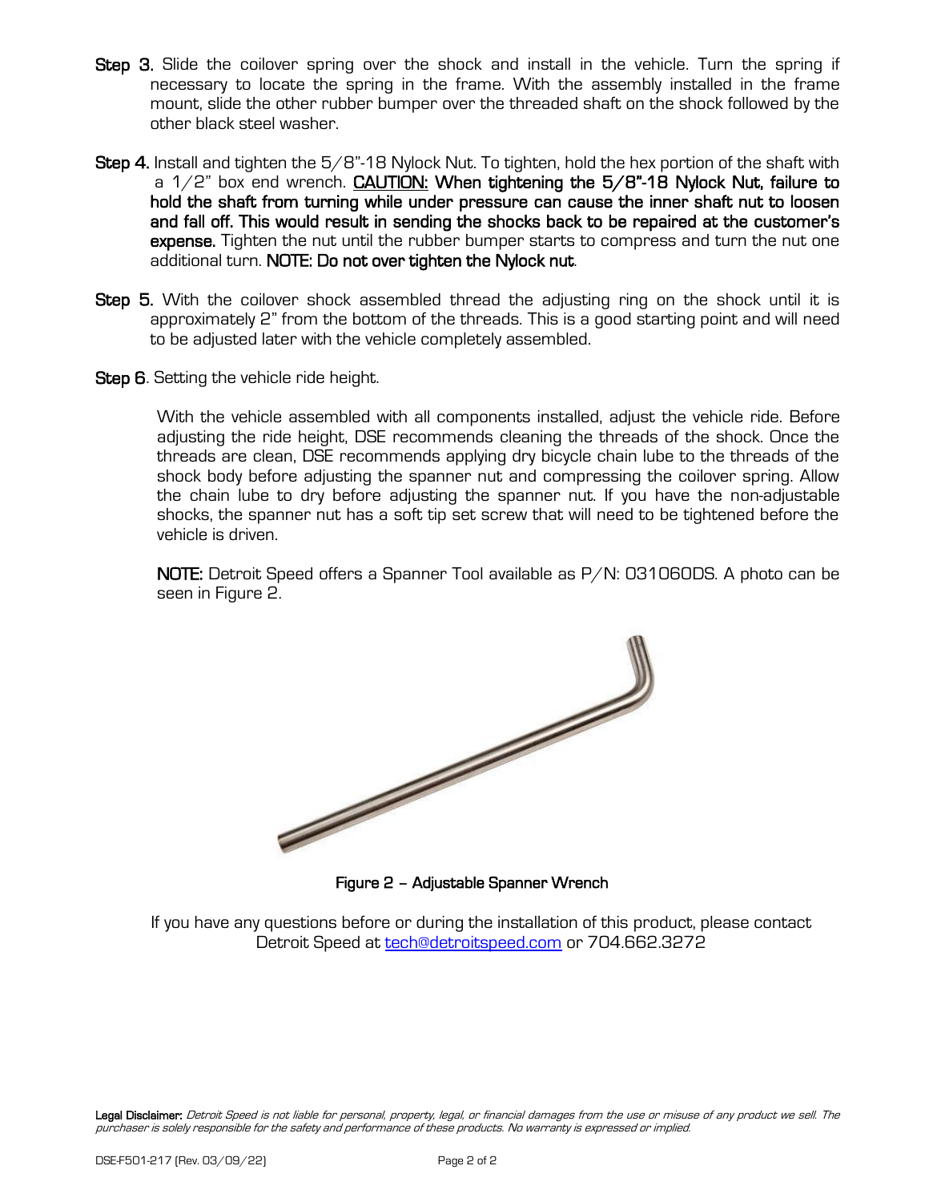**Step 3.** Slide the coilover spring over the shock and install in the vehicle. Turn the spring if necessary to locate the spring in the frame. With the assembly installed in the frame mount, slide the other rubber bumper over the threaded shaft on the shock followed by the other black steel washer.

**Step 4.** Install and tighten the 5/8"-18 Nylock Nut. To tighten, hold the hex portion of the shaft with a 1/2" box end wrench. **CAUTION: When tightening the 5/8"-18 Nylock Nut, failure to hold the shaft from turning while under pressure can cause the inner shaft nut to loosen and fall off. This would result in sending the shocks back to be repaired at the customer's expense.** Tighten the nut until the rubber bumper starts to compress and turn the nut one additional turn. **NOTE: Do not over tighten the Nylock nut**.

**Step 5.** With the coilover shock assembled thread the adjusting ring on the shock until it is approximately 2" from the bottom of the threads. This is a good starting point and will need to be adjusted later with the vehicle completely assembled.

**Step 6**. Setting the vehicle ride height.

With the vehicle assembled with all components installed, adjust the vehicle ride. Before adjusting the ride height, DSE recommends cleaning the threads of the shock. Once the threads are clean, DSE recommends applying dry bicycle chain lube to the threads of the shock body before adjusting the spanner nut and compressing the coilover spring. Allow the chain lube to dry before adjusting the spanner nut. If you have the non-adjustable shocks, the spanner nut has a soft tip set screw that will need to be tightened before the vehicle is driven.

**NOTE:** Detroit Speed offers a Spanner Tool available as P/N: 031060DS. A photo can be seen in Figure 2.

**Figure 2 – Adjustable Spanner Wrench**

If you have any questions before or during the installation of this product, please contact Detroit Speed at tech@detroitspeed.com or 704.662.3272

**Legal Disclaimer:** *Detroit Speed is not liable for personal, property, legal, or financial damages from the use or misuse of any product we sell. The purchaser is solely responsible for the safety and performance of these products. No warranty is expressed or implied.*

DSE-F501-217 (Rev. 03/09/22)